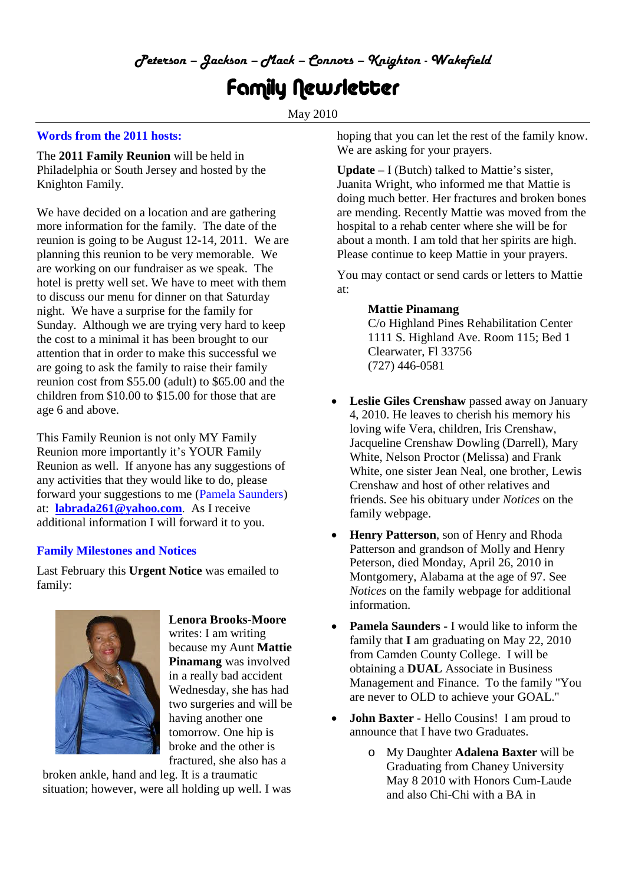*Peterson – Jackson – Mack – Connors – Knighton - Wakefield*

# Family Newsletter

May 2010

## Words from the 2011 hosts:

The **2011 Family Reunion** will be held in Philadelphia or South Jersey and hosted by the Knighton Family.

We have decided on a location and are gathering more information for the family. The date of the reunion is going to be August 12-14, 2011. We are planning this reunion to be very memorable. We are working on our fundraiser as we speak. The hotel is pretty well set. We have to meet with them to discuss our menu for dinner on that Saturday night. We have a surprise for the family for Sunday. Although we are trying very hard to keep the cost to a minimal it has been brought to our attention that in order to make this successful we are going to ask the family to raise their family reunion cost from $55.00 (adult) to $65.00 and the children from $10.00 to $15.00 for those that are age 6 and above.

This Family Reunion is not only MY Family Reunion more importantly it's YOUR Family Reunion as well. If anyone has any suggestions of any activities that they would like to do, please forward your suggestions to me (Pamela Saunders) at: **labrada261@yahoo.com**. As I receive additional information I will forward it to you.

## Family Milestones and Notices

Last February this **Urgent Notice** was emailed to family:

**Lenora Brooks-Moore** writes: I am writing because my Aunt **Mattie Pinamang** was involved in a really bad accident Wednesday, she has had two surgeries and will be having another one tomorrow. One hip is broke and the other is fractured, she also has a broken ankle, hand and leg. It is a traumatic situation; however, were all holding up well. I was hoping that you can let the rest of the family know. We are asking for your prayers.

**Update** – I (Butch) talked to Mattie's sister, Juanita Wright, who informed me that Mattie is doing much better. Her fractures and broken bones are mending. Recently Mattie was moved from the hospital to a rehab center where she will be for about a month. I am told that her spirits are high. Please continue to keep Mattie in your prayers.

You may contact or send cards or letters to Mattie at:

**Mattie Pinamang**
C/o Highland Pines Rehabilitation Center
1111 S. Highland Ave. Room 115; Bed 1
Clearwater, Fl 33756
(727) 446-0581

- **Leslie Giles Crenshaw** passed away on January 4, 2010. He leaves to cherish his memory his loving wife Vera, children, Iris Crenshaw, Jacqueline Crenshaw Dowling (Darrell), Mary White, Nelson Proctor (Melissa) and Frank White, one sister Jean Neal, one brother, Lewis Crenshaw and host of other relatives and friends. See his obituary under *Notices* on the family webpage.
- **Henry Patterson**, son of Henry and Rhoda Patterson and grandson of Molly and Henry Peterson, died Monday, April 26, 2010 in Montgomery, Alabama at the age of 97. See *Notices* on the family webpage for additional information.
- **Pamela Saunders** - I would like to inform the family that **I** am graduating on May 22, 2010 from Camden County College. I will be obtaining a **DUAL** Associate in Business Management and Finance. To the family "You are never to OLD to achieve your GOAL."
- **John Baxter** - Hello Cousins! I am proud to announce that I have two Graduates.
    - My Daughter **Adalena Baxter** will be Graduating from Chaney University May 8 2010 with Honors Cum-Laude and also Chi-Chi with a BA in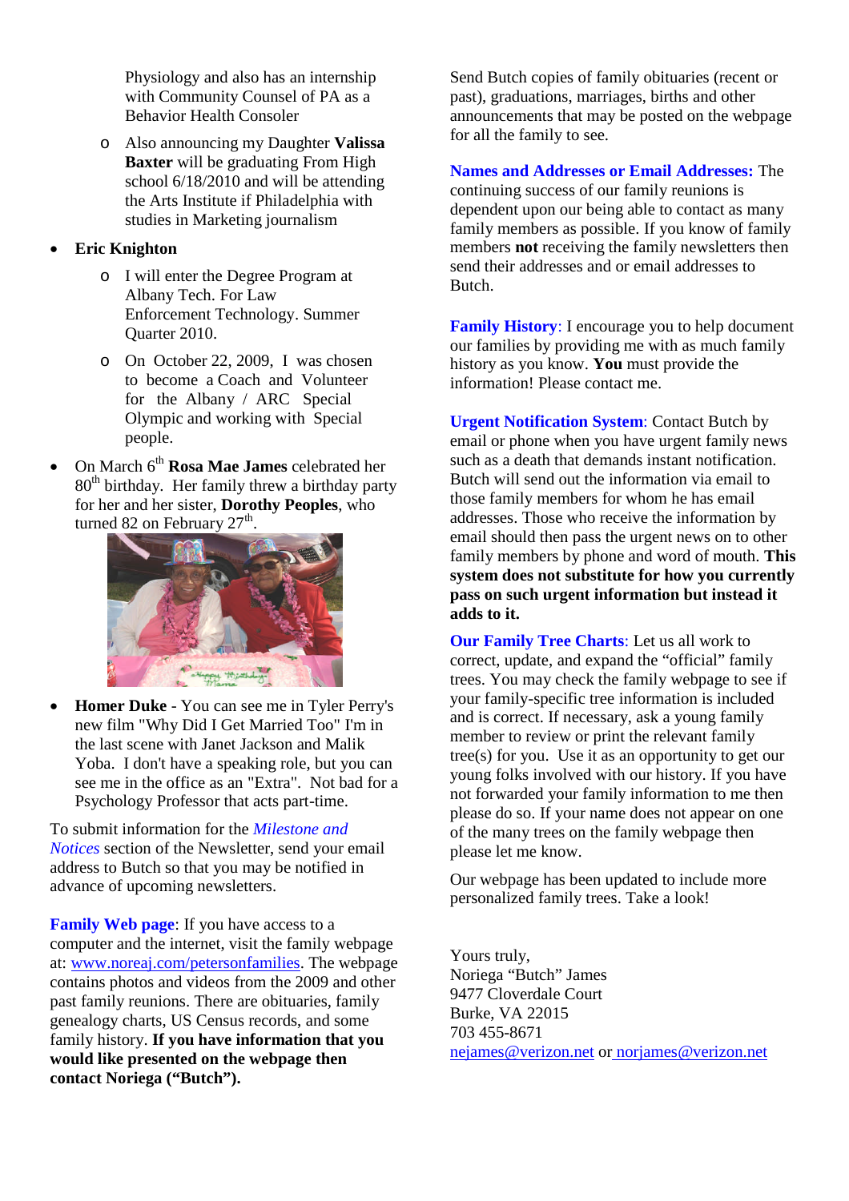Physiology and also has an internship with Community Counsel of PA as a Behavior Health Consoler

  - Also announcing my Daughter **Valissa Baxter** will be graduating From High school 6/18/2010 and will be attending the Arts Institute if Philadelphia with studies in Marketing journalism

- **Eric Knighton**
  - I will enter the Degree Program at Albany Tech. For Law Enforcement Technology. Summer Quarter 2010.
  - On October 22, 2009, I was chosen to become a Coach and Volunteer for the Albany / ARC Special Olympic and working with Special people.

- On March 6th **Rosa Mae James** celebrated her 80th birthday. Her family threw a birthday party for her and her sister, **Dorothy Peoples**, who turned 82 on February 27th.

- **Homer Duke** - You can see me in Tyler Perry's new film "Why Did I Get Married Too" I'm in the last scene with Janet Jackson and Malik Yoba. I don't have a speaking role, but you can see me in the office as an "Extra". Not bad for a Psychology Professor that acts part-time.

To submit information for the *Milestone and Notices* section of the Newsletter, send your email address to Butch so that you may be notified in advance of upcoming newsletters.

**Family Web page**: If you have access to a computer and the internet, visit the family webpage at: www.noreaj.com/petersonfamilies. The webpage contains photos and videos from the 2009 and other past family reunions. There are obituaries, family genealogy charts, US Census records, and some family history. **If you have information that you would like presented on the webpage then contact Noriega ("Butch").**

Send Butch copies of family obituaries (recent or past), graduations, marriages, births and other announcements that may be posted on the webpage for all the family to see.

**Names and Addresses or Email Addresses:** The continuing success of our family reunions is dependent upon our being able to contact as many family members as possible. If you know of family members **not** receiving the family newsletters then send their addresses and or email addresses to Butch.

**Family History**: I encourage you to help document our families by providing me with as much family history as you know. **You** must provide the information! Please contact me.

**Urgent Notification System**: Contact Butch by email or phone when you have urgent family news such as a death that demands instant notification. Butch will send out the information via email to those family members for whom he has email addresses. Those who receive the information by email should then pass the urgent news on to other family members by phone and word of mouth. **This system does not substitute for how you currently pass on such urgent information but instead it adds to it.**

**Our Family Tree Charts**: Let us all work to correct, update, and expand the "official" family trees. You may check the family webpage to see if your family-specific tree information is included and is correct. If necessary, ask a young family member to review or print the relevant family tree(s) for you. Use it as an opportunity to get our young folks involved with our history. If you have not forwarded your family information to me then please do so. If your name does not appear on one of the many trees on the family webpage then please let me know.

Our webpage has been updated to include more personalized family trees. Take a look!

Yours truly,
Noriega "Butch" James
9477 Cloverdale Court
Burke, VA 22015
703 455-8671
nejames@verizon.net or norjames@verizon.net